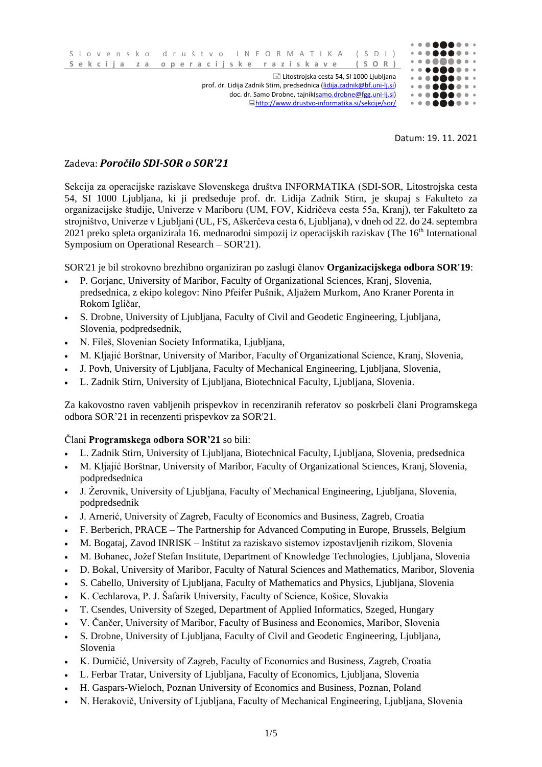Slovensko društvo INFORMATIKA (SDI)
**Sekcija za operacijske raziskave (SOR)**

Litostrojska cesta 54, SI 1000 Ljubljana
prof. dr. Lidija Zadnik Stirn, predsednica (lidija.zadnik@bf.uni-lj.si)
doc. dr. Samo Drobne, tajnik(samo.drobne@fgg.uni-lj.si)
http://www.drustvo-informatika.si/sekcije/sor/

Datum: 19. 11. 2021

Zadeva: ***Poročilo SDI-SOR o SOR'21***

Sekcija za operacijske raziskave Slovenskega društva INFORMATIKA (SDI-SOR, Litostrojska cesta 54, SI 1000 Ljubljana, ki ji predseduje prof. dr. Lidija Zadnik Stirn, je skupaj s Fakulteto za organizacijske študije, Univerze v Mariboru (UM, FOV, Kidričeva cesta 55a, Kranj), ter Fakulteto za strojništvo, Univerze v Ljubljani (UL, FS, Aškerčeva cesta 6, Ljubljana), v dneh od 22. do 24. septembra 2021 preko spleta organizirala 16. mednarodni simpozij iz operacijskih raziskav (The 16th International Symposium on Operational Research – SOR'21).

SOR'21 je bil strokovno brezhibno organiziran po zaslugi članov **Organizacijskega odbora SOR'19**:

- P. Gorjanc, University of Maribor, Faculty of Organizational Sciences, Kranj, Slovenia, predsednica, z ekipo kolegov: Nino Pfeifer Pušnik, Aljažem Murkom, Ano Kraner Porenta in Rokom Igličar,
- S. Drobne, University of Ljubljana, Faculty of Civil and Geodetic Engineering, Ljubljana, Slovenia, podpredsednik,
- N. Fileš, Slovenian Society Informatika, Ljubljana,
- M. Kljajić Borštnar, University of Maribor, Faculty of Organizational Science, Kranj, Slovenia,
- J. Povh, University of Ljubljana, Faculty of Mechanical Engineering, Ljubljana, Slovenia,
- L. Zadnik Stirn, University of Ljubljana, Biotechnical Faculty, Ljubljana, Slovenia.

Za kakovostno raven vabljenih prispevkov in recenziranih referatov so poskrbeli člani Programskega odbora SOR'21 in recenzenti prispevkov za SOR'21.

Člani **Programskega odbora SOR'21** so bili:

- L. Zadnik Stirn, University of Ljubljana, Biotechnical Faculty, Ljubljana, Slovenia, predsednica
- M. Kljajić Borštnar, University of Maribor, Faculty of Organizational Sciences, Kranj, Slovenia, podpredsednica
- J. Žerovnik, University of Ljubljana, Faculty of Mechanical Engineering, Ljubljana, Slovenia, podpredsednik
- J. Arnerić, University of Zagreb, Faculty of Economics and Business, Zagreb, Croatia
- F. Berberich, PRACE – The Partnership for Advanced Computing in Europe, Brussels, Belgium
- M. Bogataj, Zavod INRISK – Inštitut za raziskavo sistemov izpostavljenih rizikom, Slovenia
- M. Bohanec, Jožef Stefan Institute, Department of Knowledge Technologies, Ljubljana, Slovenia
- D. Bokal, University of Maribor, Faculty of Natural Sciences and Mathematics, Maribor, Slovenia
- S. Cabello, University of Ljubljana, Faculty of Mathematics and Physics, Ljubljana, Slovenia
- K. Cechlarova, P. J. Šafarik University, Faculty of Science, Košice, Slovakia
- T. Csendes, University of Szeged, Department of Applied Informatics, Szeged, Hungary
- V. Čančer, University of Maribor, Faculty of Business and Economics, Maribor, Slovenia
- S. Drobne, University of Ljubljana, Faculty of Civil and Geodetic Engineering, Ljubljana, Slovenia
- K. Dumičić, University of Zagreb, Faculty of Economics and Business, Zagreb, Croatia
- L. Ferbar Tratar, University of Ljubljana, Faculty of Economics, Ljubljana, Slovenia
- H. Gaspars-Wieloch, Poznan University of Economics and Business, Poznan, Poland
- N. Herakovič, University of Ljubljana, Faculty of Mechanical Engineering, Ljubljana, Slovenia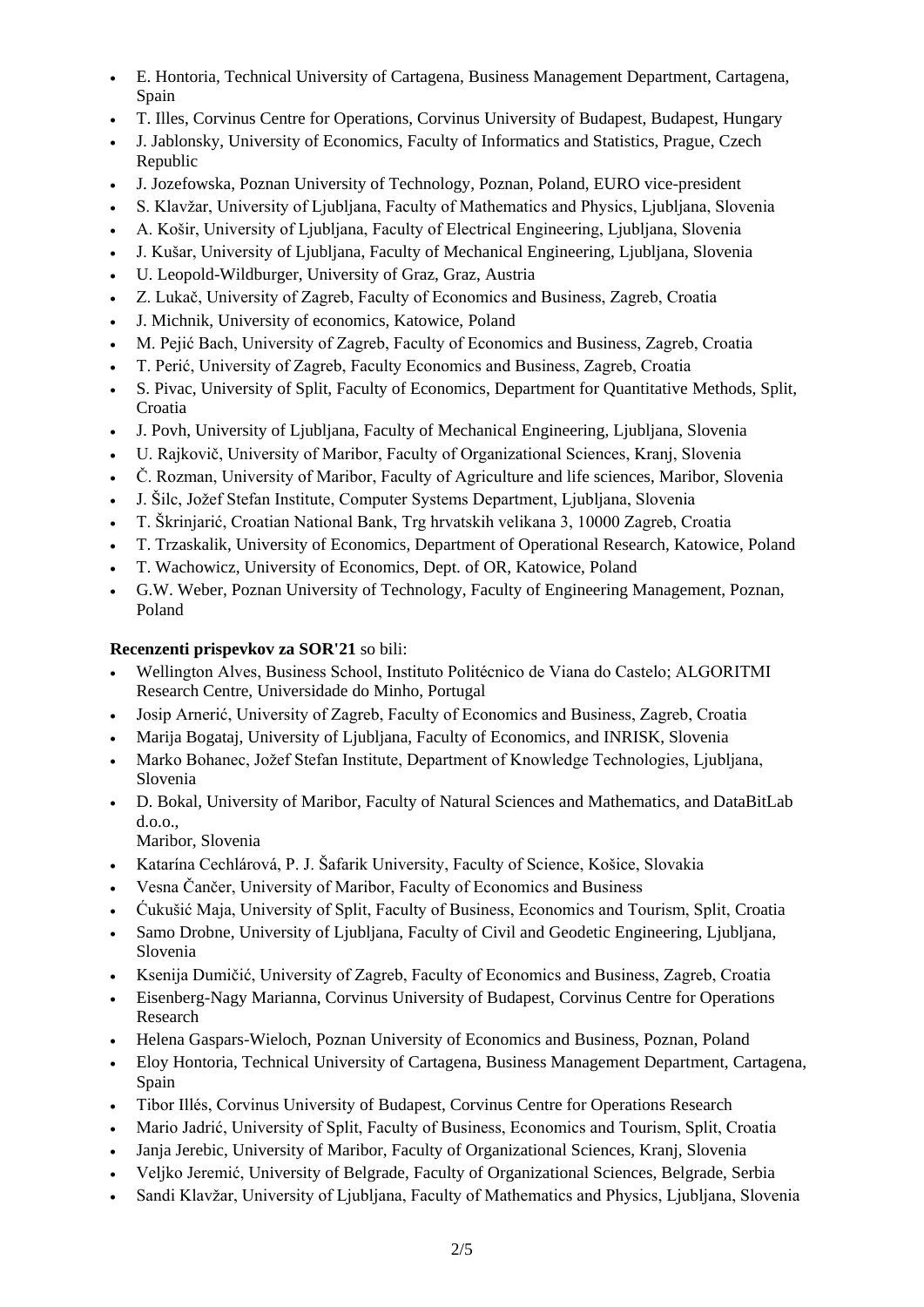- E. Hontoria, Technical University of Cartagena, Business Management Department, Cartagena, Spain
- T. Illes, Corvinus Centre for Operations, Corvinus University of Budapest, Budapest, Hungary
- J. Jablonsky, University of Economics, Faculty of Informatics and Statistics, Prague, Czech Republic
- J. Jozefowska, Poznan University of Technology, Poznan, Poland, EURO vice-president
- S. Klavžar, University of Ljubljana, Faculty of Mathematics and Physics, Ljubljana, Slovenia
- A. Košir, University of Ljubljana, Faculty of Electrical Engineering, Ljubljana, Slovenia
- J. Kušar, University of Ljubljana, Faculty of Mechanical Engineering, Ljubljana, Slovenia
- U. Leopold-Wildburger, University of Graz, Graz, Austria
- Z. Lukač, University of Zagreb, Faculty of Economics and Business, Zagreb, Croatia
- J. Michnik, University of economics, Katowice, Poland
- M. Pejić Bach, University of Zagreb, Faculty of Economics and Business, Zagreb, Croatia
- T. Perić, University of Zagreb, Faculty Economics and Business, Zagreb, Croatia
- S. Pivac, University of Split, Faculty of Economics, Department for Quantitative Methods, Split, Croatia
- J. Povh, University of Ljubljana, Faculty of Mechanical Engineering, Ljubljana, Slovenia
- U. Rajkovič, University of Maribor, Faculty of Organizational Sciences, Kranj, Slovenia
- Č. Rozman, University of Maribor, Faculty of Agriculture and life sciences, Maribor, Slovenia
- J. Šilc, Jožef Stefan Institute, Computer Systems Department, Ljubljana, Slovenia
- T. Škrinjarić, Croatian National Bank, Trg hrvatskih velikana 3, 10000 Zagreb, Croatia
- T. Trzaskalik, University of Economics, Department of Operational Research, Katowice, Poland
- T. Wachowicz, University of Economics, Dept. of OR, Katowice, Poland
- G.W. Weber, Poznan University of Technology, Faculty of Engineering Management, Poznan, Poland

**Recenzenti prispevkov za SOR'21** so bili:

- Wellington Alves, Business School, Instituto Politécnico de Viana do Castelo; ALGORITMI Research Centre, Universidade do Minho, Portugal
- Josip Arnerić, University of Zagreb, Faculty of Economics and Business, Zagreb, Croatia
- Marija Bogataj, University of Ljubljana, Faculty of Economics, and INRISK, Slovenia
- Marko Bohanec, Jožef Stefan Institute, Department of Knowledge Technologies, Ljubljana, Slovenia
- D. Bokal, University of Maribor, Faculty of Natural Sciences and Mathematics, and DataBitLab d.o.o., Maribor, Slovenia
- Katarína Cechlárová, P. J. Šafarik University, Faculty of Science, Košice, Slovakia
- Vesna Čančer, University of Maribor, Faculty of Economics and Business
- Ćukušić Maja, University of Split, Faculty of Business, Economics and Tourism, Split, Croatia
- Samo Drobne, University of Ljubljana, Faculty of Civil and Geodetic Engineering, Ljubljana, Slovenia
- Ksenija Dumičić, University of Zagreb, Faculty of Economics and Business, Zagreb, Croatia
- Eisenberg-Nagy Marianna, Corvinus University of Budapest, Corvinus Centre for Operations Research
- Helena Gaspars-Wieloch, Poznan University of Economics and Business, Poznan, Poland
- Eloy Hontoria, Technical University of Cartagena, Business Management Department, Cartagena, Spain
- Tibor Illés, Corvinus University of Budapest, Corvinus Centre for Operations Research
- Mario Jadrić, University of Split, Faculty of Business, Economics and Tourism, Split, Croatia
- Janja Jerebic, University of Maribor, Faculty of Organizational Sciences, Kranj, Slovenia
- Veljko Jeremić, University of Belgrade, Faculty of Organizational Sciences, Belgrade, Serbia
- Sandi Klavžar, University of Ljubljana, Faculty of Mathematics and Physics, Ljubljana, Slovenia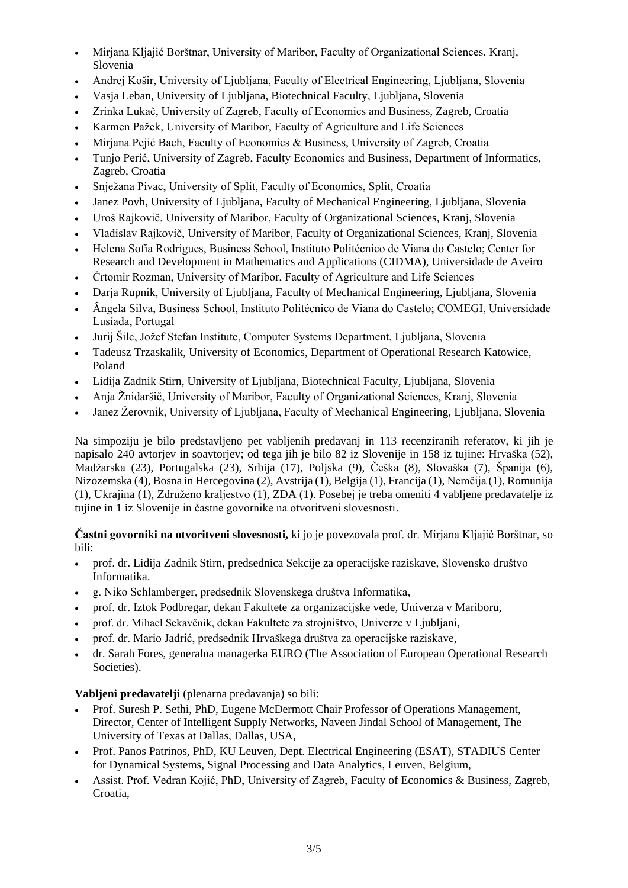- Mirjana Kljajić Borštnar, University of Maribor, Faculty of Organizational Sciences, Kranj, Slovenia
- Andrej Košir, University of Ljubljana, Faculty of Electrical Engineering, Ljubljana, Slovenia
- Vasja Leban, University of Ljubljana, Biotechnical Faculty, Ljubljana, Slovenia
- Zrinka Lukač, University of Zagreb, Faculty of Economics and Business, Zagreb, Croatia
- Karmen Pažek, University of Maribor, Faculty of Agriculture and Life Sciences
- Mirjana Pejić Bach, Faculty of Economics & Business, University of Zagreb, Croatia
- Tunjo Perić, University of Zagreb, Faculty Economics and Business, Department of Informatics, Zagreb, Croatia
- Snježana Pivac, University of Split, Faculty of Economics, Split, Croatia
- Janez Povh, University of Ljubljana, Faculty of Mechanical Engineering, Ljubljana, Slovenia
- Uroš Rajkovič, University of Maribor, Faculty of Organizational Sciences, Kranj, Slovenia
- Vladislav Rajkovič, University of Maribor, Faculty of Organizational Sciences, Kranj, Slovenia
- Helena Sofia Rodrigues, Business School, Instituto Politécnico de Viana do Castelo; Center for Research and Development in Mathematics and Applications (CIDMA), Universidade de Aveiro
- Črtomir Rozman, University of Maribor, Faculty of Agriculture and Life Sciences
- Darja Rupnik, University of Ljubljana, Faculty of Mechanical Engineering, Ljubljana, Slovenia
- Ângela Silva, Business School, Instituto Politécnico de Viana do Castelo; COMEGI, Universidade Lusíada, Portugal
- Jurij Šilc, Jožef Stefan Institute, Computer Systems Department, Ljubljana, Slovenia
- Tadeusz Trzaskalik, University of Economics, Department of Operational Research Katowice, Poland
- Lidija Zadnik Stirn, University of Ljubljana, Biotechnical Faculty, Ljubljana, Slovenia
- Anja Žnidaršič, University of Maribor, Faculty of Organizational Sciences, Kranj, Slovenia
- Janez Žerovnik, University of Ljubljana, Faculty of Mechanical Engineering, Ljubljana, Slovenia

Na simpoziju je bilo predstavljeno pet vabljenih predavanj in 113 recenziranih referatov, ki jih je napisalo 240 avtorjev in soavtorjev; od tega jih je bilo 82 iz Slovenije in 158 iz tujine: Hrvaška (52), Madžarska (23), Portugalska (23), Srbija (17), Poljska (9), Češka (8), Slovaška (7), Španija (6), Nizozemska (4), Bosna in Hercegovina (2), Avstrija (1), Belgija (1), Francija (1), Nemčija (1), Romunija (1), Ukrajina (1), Združeno kraljestvo (1), ZDA (1). Posebej je treba omeniti 4 vabljene predavatelje iz tujine in 1 iz Slovenije in častne govornike na otvoritveni slovesnosti.

**Častni govorniki na otvoritveni slovesnosti,** ki jo je povezovala prof. dr. Mirjana Kljajić Borštnar, so bili:

- prof. dr. Lidija Zadnik Stirn, predsednica Sekcije za operacijske raziskave, Slovensko društvo Informatika.
- g. Niko Schlamberger, predsednik Slovenskega društva Informatika,
- prof. dr. Iztok Podbregar, dekan Fakultete za organizacijske vede, Univerza v Mariboru,
- prof. dr. Mihael Sekavčnik, dekan Fakultete za strojništvo, Univerze v Ljubljani,
- prof. dr. Mario Jadrić, predsednik Hrvaškega društva za operacijske raziskave,
- dr. Sarah Fores, generalna managerka EURO (The Association of European Operational Research Societies).

**Vabljeni predavatelji** (plenarna predavanja) so bili:

- Prof. Suresh P. Sethi, PhD, Eugene McDermott Chair Professor of Operations Management, Director, Center of Intelligent Supply Networks, Naveen Jindal School of Management, The University of Texas at Dallas, Dallas, USA,
- Prof. Panos Patrinos, PhD, KU Leuven, Dept. Electrical Engineering (ESAT), STADIUS Center for Dynamical Systems, Signal Processing and Data Analytics, Leuven, Belgium,
- Assist. Prof. Vedran Kojić, PhD, University of Zagreb, Faculty of Economics & Business, Zagreb, Croatia,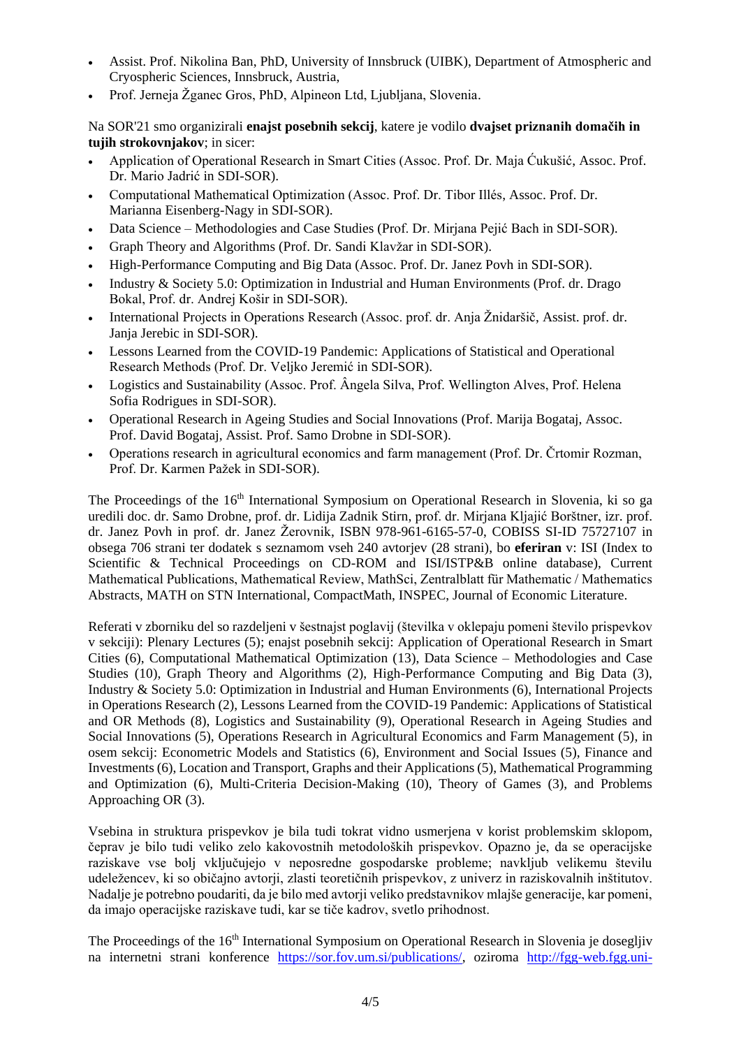- Assist. Prof. Nikolina Ban, PhD, University of Innsbruck (UIBK), Department of Atmospheric and Cryospheric Sciences, Innsbruck, Austria,
- Prof. Jerneja Žganec Gros, PhD, Alpineon Ltd, Ljubljana, Slovenia.

Na SOR'21 smo organizirali **enajst posebnih sekcij**, katere je vodilo **dvajset priznanih domačih in tujih strokovnjakov**; in sicer:

- Application of Operational Research in Smart Cities (Assoc. Prof. Dr. Maja Ćukušić, Assoc. Prof. Dr. Mario Jadrić in SDI-SOR).
- Computational Mathematical Optimization (Assoc. Prof. Dr. Tibor Illés, Assoc. Prof. Dr. Marianna Eisenberg-Nagy in SDI-SOR).
- Data Science – Methodologies and Case Studies (Prof. Dr. Mirjana Pejić Bach in SDI-SOR).
- Graph Theory and Algorithms (Prof. Dr. Sandi Klavžar in SDI-SOR).
- High-Performance Computing and Big Data (Assoc. Prof. Dr. Janez Povh in SDI-SOR).
- Industry & Society 5.0: Optimization in Industrial and Human Environments (Prof. dr. Drago Bokal, Prof. dr. Andrej Košir in SDI-SOR).
- International Projects in Operations Research (Assoc. prof. dr. Anja Žnidaršič, Assist. prof. dr. Janja Jerebic in SDI-SOR).
- Lessons Learned from the COVID-19 Pandemic: Applications of Statistical and Operational Research Methods (Prof. Dr. Veljko Jeremić in SDI-SOR).
- Logistics and Sustainability (Assoc. Prof. Ângela Silva, Prof. Wellington Alves, Prof. Helena Sofia Rodrigues in SDI-SOR).
- Operational Research in Ageing Studies and Social Innovations (Prof. Marija Bogataj, Assoc. Prof. David Bogataj, Assist. Prof. Samo Drobne in SDI-SOR).
- Operations research in agricultural economics and farm management (Prof. Dr. Črtomir Rozman, Prof. Dr. Karmen Pažek in SDI-SOR).

The Proceedings of the 16th International Symposium on Operational Research in Slovenia, ki so ga uredili doc. dr. Samo Drobne, prof. dr. Lidija Zadnik Stirn, prof. dr. Mirjana Kljajić Borštner, izr. prof. dr. Janez Povh in prof. dr. Janez Žerovnik, ISBN 978-961-6165-57-0, COBISS SI-ID 75727107 in obsega 706 strani ter dodatek s seznamom vseh 240 avtorjev (28 strani), bo **eferiran** v: ISI (Index to Scientific & Technical Proceedings on CD-ROM and ISI/ISTP&B online database), Current Mathematical Publications, Mathematical Review, MathSci, Zentralblatt für Mathematic / Mathematics Abstracts, MATH on STN International, CompactMath, INSPEC, Journal of Economic Literature.

Referati v zborniku del so razdeljeni v šestnajst poglavij (številka v oklepaju pomeni število prispevkov v sekciji): Plenary Lectures (5); enajst posebnih sekcij: Application of Operational Research in Smart Cities (6), Computational Mathematical Optimization (13), Data Science – Methodologies and Case Studies (10), Graph Theory and Algorithms (2), High-Performance Computing and Big Data (3), Industry & Society 5.0: Optimization in Industrial and Human Environments (6), International Projects in Operations Research (2), Lessons Learned from the COVID-19 Pandemic: Applications of Statistical and OR Methods (8), Logistics and Sustainability (9), Operational Research in Ageing Studies and Social Innovations (5), Operations Research in Agricultural Economics and Farm Management (5), in osem sekcij: Econometric Models and Statistics (6), Environment and Social Issues (5), Finance and Investments (6), Location and Transport, Graphs and their Applications (5), Mathematical Programming and Optimization (6), Multi-Criteria Decision-Making (10), Theory of Games (3), and Problems Approaching OR (3).

Vsebina in struktura prispevkov je bila tudi tokrat vidno usmerjena v korist problemskim sklopom, čeprav je bilo tudi veliko zelo kakovostnih metodoloških prispevkov. Opazno je, da se operacijske raziskave vse bolj vključujejo v neposredne gospodarske probleme; navkljub velikemu številu udeležencev, ki so običajno avtorji, zlasti teoretičnih prispevkov, z univerz in raziskovalnih inštitutov. Nadalje je potrebno poudariti, da je bilo med avtorji veliko predstavnikov mlajše generacije, kar pomeni, da imajo operacijske raziskave tudi, kar se tiče kadrov, svetlo prihodnost.

The Proceedings of the 16th International Symposium on Operational Research in Slovenia je dosegljiv na internetni strani konference https://sor.fov.um.si/publications/, oziroma http://fgg-web.fgg.uni-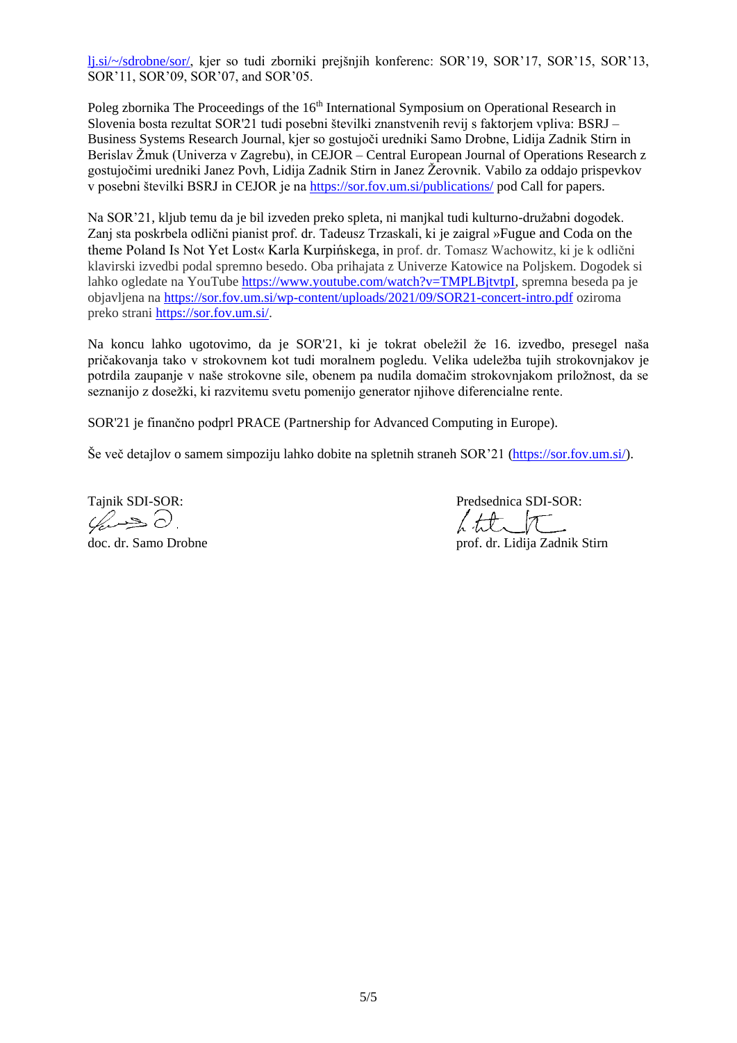lj.si/~/sdrobne/sor/, kjer so tudi zborniki prejšnjih konferenc: SOR'19, SOR'17, SOR'15, SOR'13, SOR'11, SOR'09, SOR'07, and SOR'05.

Poleg zbornika The Proceedings of the 16th International Symposium on Operational Research in Slovenia bosta rezultat SOR'21 tudi posebni številki znanstvenih revij s faktorjem vpliva: BSRJ – Business Systems Research Journal, kjer so gostujoči uredniki Samo Drobne, Lidija Zadnik Stirn in Berislav Žmuk (Univerza v Zagrebu), in CEJOR – Central European Journal of Operations Research z gostujočimi uredniki Janez Povh, Lidija Zadnik Stirn in Janez Žerovnik. Vabilo za oddajo prispevkov v posebni številki BSRJ in CEJOR je na https://sor.fov.um.si/publications/ pod Call for papers.

Na SOR'21, kljub temu da je bil izveden preko spleta, ni manjkal tudi kulturno-družabni dogodek. Zanj sta poskrbela odlični pianist prof. dr. Tadeusz Trzaskali, ki je zaigral »Fugue and Coda on the theme Poland Is Not Yet Lost« Karla Kurpińskega, in prof. dr. Tomasz Wachowitz, ki je k odlični klavirski izvedbi podal spremno besedo. Oba prihajata z Univerze Katowice na Poljskem. Dogodek si lahko ogledate na YouTube https://www.youtube.com/watch?v=TMPLBjtvtpI, spremna beseda pa je objavljena na https://sor.fov.um.si/wp-content/uploads/2021/09/SOR21-concert-intro.pdf oziroma preko strani https://sor.fov.um.si/.

Na koncu lahko ugotovimo, da je SOR'21, ki je tokrat obeležil že 16. izvedbo, presegel naša pričakovanja tako v strokovnem kot tudi moralnem pogledu. Velika udeležba tujih strokovnjakov je potrdila zaupanje v naše strokovne sile, obenem pa nudila domačim strokovnjakom priložnost, da se seznanijo z dosežki, ki razvitemu svetu pomenijo generator njihove diferencialne rente.

SOR'21 je finančno podprl PRACE (Partnership for Advanced Computing in Europe).

Še več detajlov o samem simpoziju lahko dobite na spletnih straneh SOR'21 (https://sor.fov.um.si/).

Tajnik SDI-SOR:
doc. dr. Samo Drobne

Predsednica SDI-SOR:
prof. dr. Lidija Zadnik Stirn